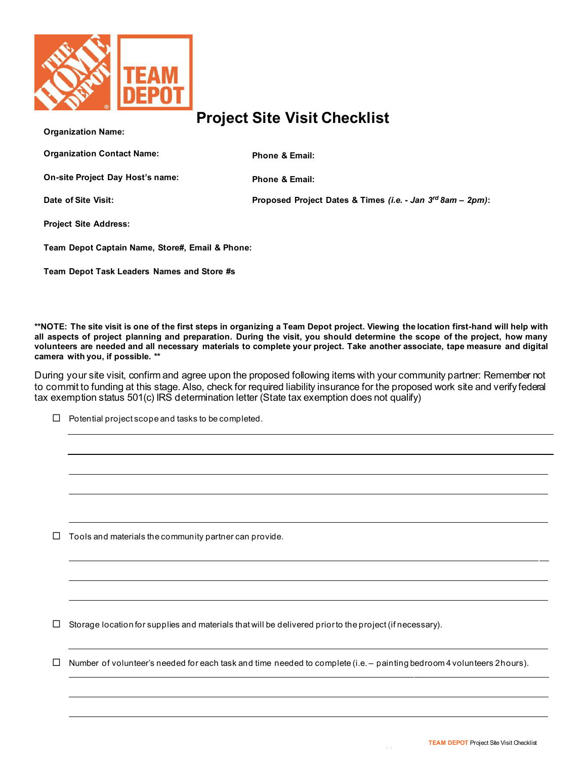# Project Site Visit Checklist

**Organization Name:**

**Organization Contact Name:** **Phone & Email:**

**On-site Project Day Host's name:** **Phone & Email:**

**Date of Site Visit:** **Proposed Project Dates & Times *(i.e. - Jan 3rd 8am – 2pm)*:**

**Project Site Address:**

**Team Depot Captain Name, Store#, Email & Phone:**

**Team Depot Task Leaders Names and Store #s**

**\*\*NOTE: The site visit is one of the first steps in organizing a Team Depot project. Viewing the location first-hand will help with all aspects of project planning and preparation. During the visit, you should determine the scope of the project, how many volunteers are needed and all necessary materials to complete your project. Take another associate, tape measure and digital camera with you, if possible. \*\***

During your site visit, confirm and agree upon the proposed following items with your community partner: Remember not to commit to funding at this stage. Also, check for required liability insurance for the proposed work site and verify federal tax exemption status 501(c) IRS determination letter (State tax exemption does not qualify)

- ☐ Potential project scope and tasks to be completed.

- ☐ Tools and materials the community partner can provide.

- ☐ Storage location for supplies and materials that will be delivered prior to the project (if necessary).

- ☐ Number of volunteer's needed for each task and time needed to complete (i.e. – painting bedroom 4 volunteers 2 hours).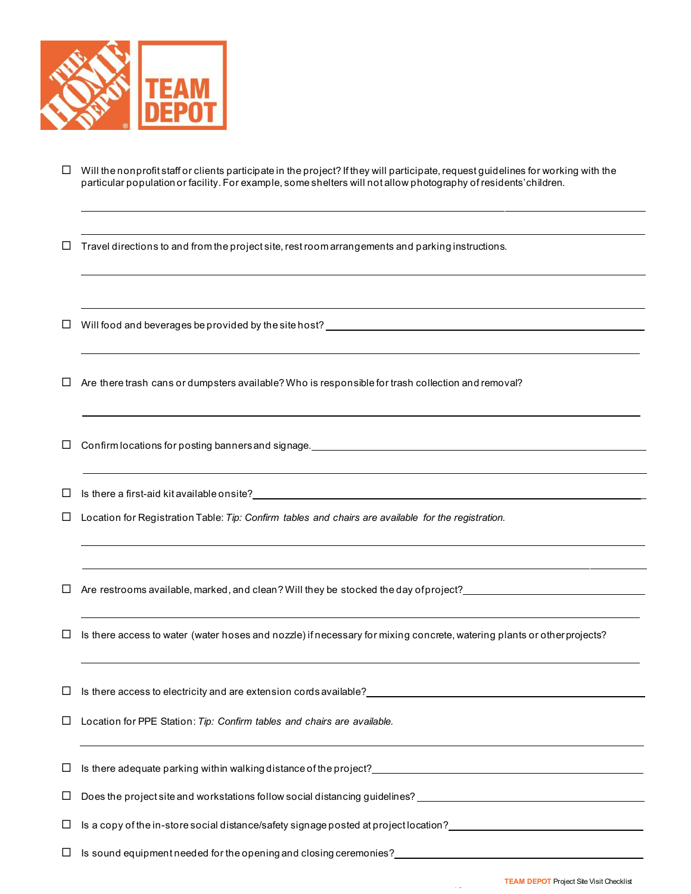- ☐ Will the nonprofit staff or clients participate in the project? If they will participate, request guidelines for working with the particular population or facility. For example, some shelters will not allow photography of residents' children.

- ☐ Travel directions to and from the project site, rest room arrangements and parking instructions.

- ☐ Will food and beverages be provided by the site host?

- ☐ Are there trash cans or dumpsters available? Who is responsible for trash collection and removal?

- ☐ Confirm locations for posting banners and signage.

- ☐ Is there a first-aid kit available onsite?

- ☐ Location for Registration Table: *Tip: Confirm tables and chairs are available for the registration.*

- ☐ Are restrooms available, marked, and clean? Will they be stocked the day of project?

- ☐ Is there access to water (water hoses and nozzle) if necessary for mixing concrete, watering plants or other projects?

- ☐ Is there access to electricity and are extension cords available?

- ☐ Location for PPE Station: *Tip: Confirm tables and chairs are available.*

- ☐ Is there adequate parking within walking distance of the project?

- ☐ Does the project site and workstations follow social distancing guidelines?

- ☐ Is a copy of the in-store social distance/safety signage posted at project location?

- ☐ Is sound equipment needed for the opening and closing ceremonies?